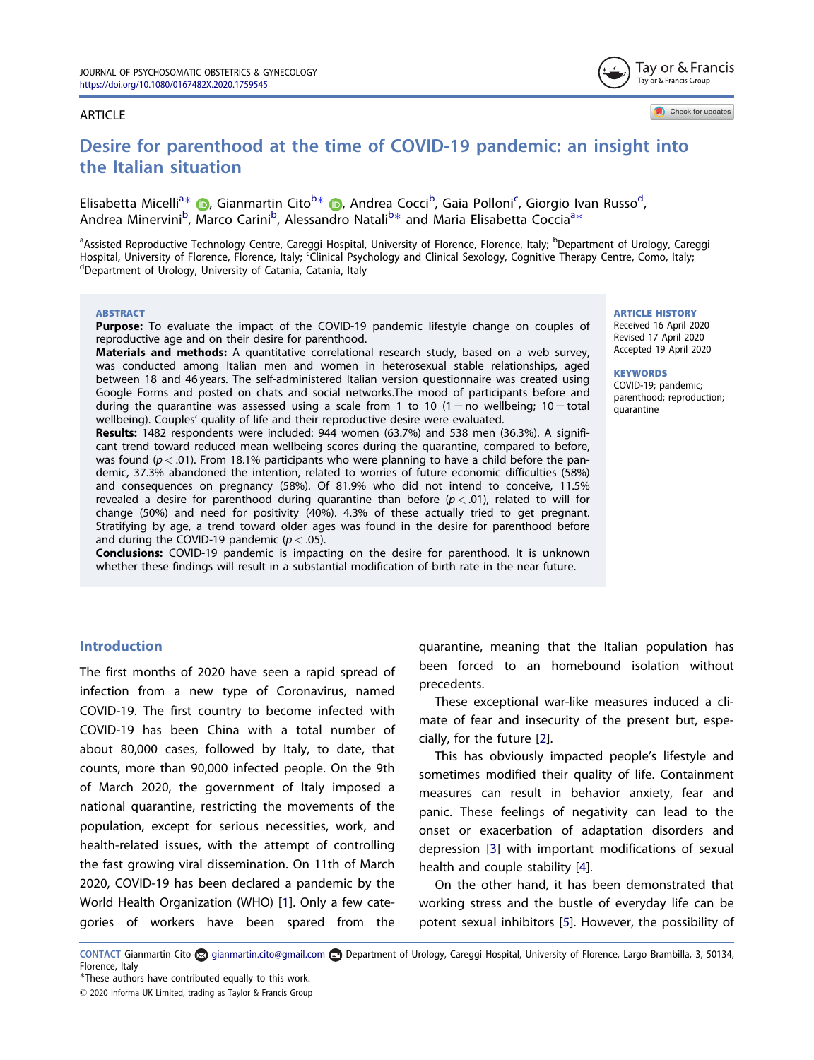ARTICLE

# Desire for parenthood at the time of COVID-19 pandemic: an insight into the Italian situation

Elisabetta Micelli[a*], Gianmartin Cito[b*], Andrea Cocci[b], Gaia Polloni[c], Giorgio Ivan Russo[d], Andrea Minervini[b], Marco Carini[b], Alessandro Natali[b*] and Maria Elisabetta Coccia[a*]

[a]Assisted Reproductive Technology Centre, Careggi Hospital, University of Florence, Florence, Italy; [b]Department of Urology, Careggi Hospital, University of Florence, Florence, Italy; [c]Clinical Psychology and Clinical Sexology, Cognitive Therapy Centre, Como, Italy; [d]Department of Urology, University of Catania, Catania, Italy

**ABSTRACT**

**Purpose:** To evaluate the impact of the COVID-19 pandemic lifestyle change on couples of reproductive age and on their desire for parenthood.

**Materials and methods:** A quantitative correlational research study, based on a web survey, was conducted among Italian men and women in heterosexual stable relationships, aged between 18 and 46 years. The self-administered Italian version questionnaire was created using Google Forms and posted on chats and social networks.The mood of participants before and during the quarantine was assessed using a scale from 1 to 10 (1 = no wellbeing; 10 = total wellbeing). Couples' quality of life and their reproductive desire were evaluated.

**Results:** 1482 respondents were included: 944 women (63.7%) and 538 men (36.3%). A significant trend toward reduced mean wellbeing scores during the quarantine, compared to before, was found ($p < .01$). From 18.1% participants who were planning to have a child before the pandemic, 37.3% abandoned the intention, related to worries of future economic difficulties (58%) and consequences on pregnancy (58%). Of 81.9% who did not intend to conceive, 11.5% revealed a desire for parenthood during quarantine than before ($p < .01$), related to will for change (50%) and need for positivity (40%). 4.3% of these actually tried to get pregnant. Stratifying by age, a trend toward older ages was found in the desire for parenthood before and during the COVID-19 pandemic ($p < .05$).

**Conclusions:** COVID-19 pandemic is impacting on the desire for parenthood. It is unknown whether these findings will result in a substantial modification of birth rate in the near future.

**ARTICLE HISTORY**
Received 16 April 2020
Revised 17 April 2020
Accepted 19 April 2020

**KEYWORDS**
COVID-19; pandemic; parenthood; reproduction; quarantine

## Introduction

The first months of 2020 have seen a rapid spread of infection from a new type of Coronavirus, named COVID-19. The first country to become infected with COVID-19 has been China with a total number of about 80,000 cases, followed by Italy, to date, that counts, more than 90,000 infected people. On the 9th of March 2020, the government of Italy imposed a national quarantine, restricting the movements of the population, except for serious necessities, work, and health-related issues, with the attempt of controlling the fast growing viral dissemination. On 11th of March 2020, COVID-19 has been declared a pandemic by the World Health Organization (WHO) [1]. Only a few categories of workers have been spared from the quarantine, meaning that the Italian population has been forced to an homebound isolation without precedents.

These exceptional war-like measures induced a climate of fear and insecurity of the present but, especially, for the future [2].

This has obviously impacted people's lifestyle and sometimes modified their quality of life. Containment measures can result in behavior anxiety, fear and panic. These feelings of negativity can lead to the onset or exacerbation of adaptation disorders and depression [3] with important modifications of sexual health and couple stability [4].

On the other hand, it has been demonstrated that working stress and the bustle of everyday life can be potent sexual inhibitors [5]. However, the possibility of

CONTACT Gianmartin Cito gianmartin.cito@gmail.com Department of Urology, Careggi Hospital, University of Florence, Largo Brambilla, 3, 50134, Florence, Italy

*These authors have contributed equally to this work.

© 2020 Informa UK Limited, trading as Taylor & Francis Group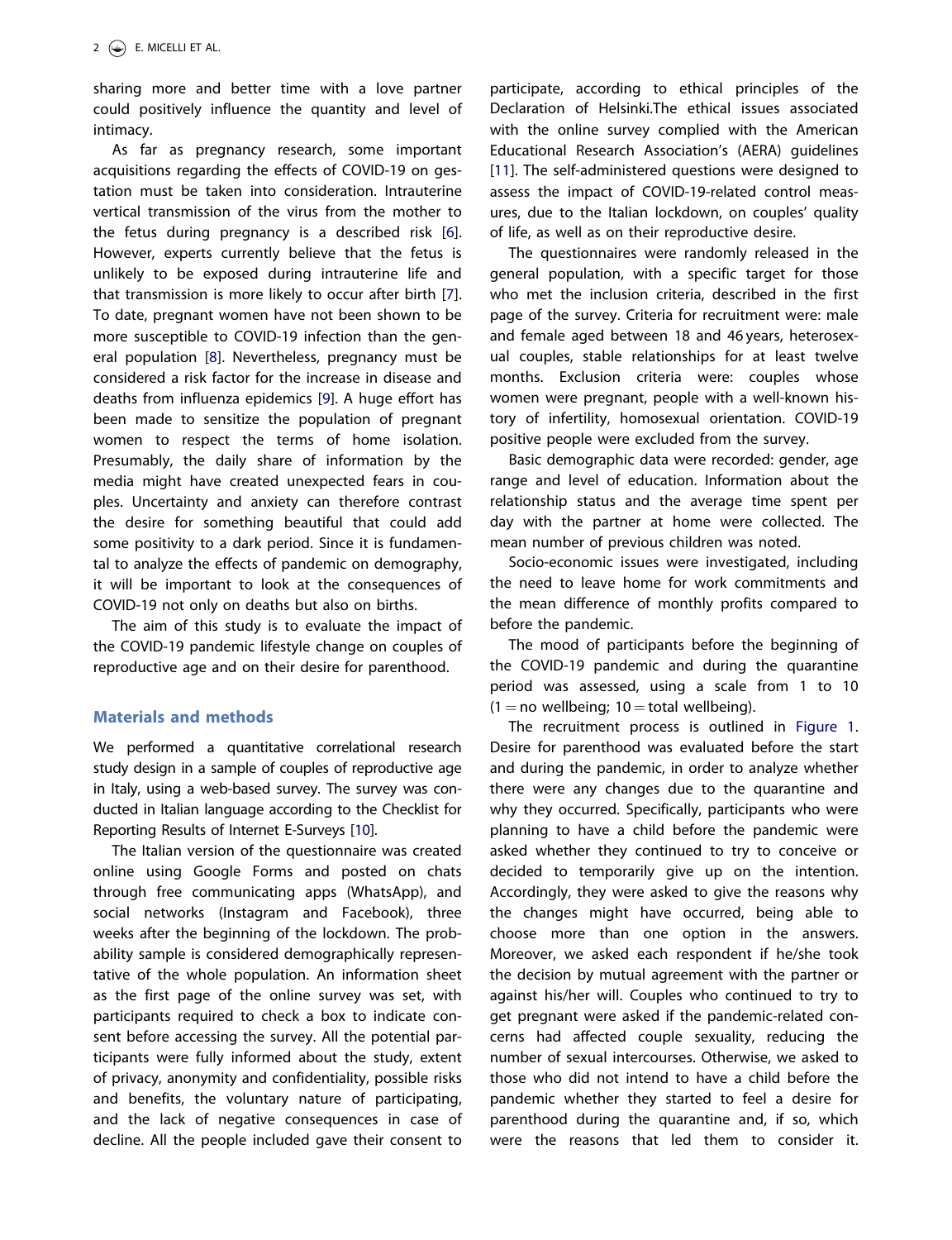sharing more and better time with a love partner could positively influence the quantity and level of intimacy.

As far as pregnancy research, some important acquisitions regarding the effects of COVID-19 on gestation must be taken into consideration. Intrauterine vertical transmission of the virus from the mother to the fetus during pregnancy is a described risk [6]. However, experts currently believe that the fetus is unlikely to be exposed during intrauterine life and that transmission is more likely to occur after birth [7]. To date, pregnant women have not been shown to be more susceptible to COVID-19 infection than the general population [8]. Nevertheless, pregnancy must be considered a risk factor for the increase in disease and deaths from influenza epidemics [9]. A huge effort has been made to sensitize the population of pregnant women to respect the terms of home isolation. Presumably, the daily share of information by the media might have created unexpected fears in couples. Uncertainty and anxiety can therefore contrast the desire for something beautiful that could add some positivity to a dark period. Since it is fundamental to analyze the effects of pandemic on demography, it will be important to look at the consequences of COVID-19 not only on deaths but also on births.

The aim of this study is to evaluate the impact of the COVID-19 pandemic lifestyle change on couples of reproductive age and on their desire for parenthood.

## Materials and methods

We performed a quantitative correlational research study design in a sample of couples of reproductive age in Italy, using a web-based survey. The survey was conducted in Italian language according to the Checklist for Reporting Results of Internet E-Surveys [10].

The Italian version of the questionnaire was created online using Google Forms and posted on chats through free communicating apps (WhatsApp), and social networks (Instagram and Facebook), three weeks after the beginning of the lockdown. The probability sample is considered demographically representative of the whole population. An information sheet as the first page of the online survey was set, with participants required to check a box to indicate consent before accessing the survey. All the potential participants were fully informed about the study, extent of privacy, anonymity and confidentiality, possible risks and benefits, the voluntary nature of participating, and the lack of negative consequences in case of decline. All the people included gave their consent to participate, according to ethical principles of the Declaration of Helsinki.The ethical issues associated with the online survey complied with the American Educational Research Association's (AERA) guidelines [11]. The self-administered questions were designed to assess the impact of COVID-19-related control measures, due to the Italian lockdown, on couples' quality of life, as well as on their reproductive desire.

The questionnaires were randomly released in the general population, with a specific target for those who met the inclusion criteria, described in the first page of the survey. Criteria for recruitment were: male and female aged between 18 and 46 years, heterosexual couples, stable relationships for at least twelve months. Exclusion criteria were: couples whose women were pregnant, people with a well-known history of infertility, homosexual orientation. COVID-19 positive people were excluded from the survey.

Basic demographic data were recorded: gender, age range and level of education. Information about the relationship status and the average time spent per day with the partner at home were collected. The mean number of previous children was noted.

Socio-economic issues were investigated, including the need to leave home for work commitments and the mean difference of monthly profits compared to before the pandemic.

The mood of participants before the beginning of the COVID-19 pandemic and during the quarantine period was assessed, using a scale from 1 to 10 (1 = no wellbeing; 10 = total wellbeing).

The recruitment process is outlined in Figure 1. Desire for parenthood was evaluated before the start and during the pandemic, in order to analyze whether there were any changes due to the quarantine and why they occurred. Specifically, participants who were planning to have a child before the pandemic were asked whether they continued to try to conceive or decided to temporarily give up on the intention. Accordingly, they were asked to give the reasons why the changes might have occurred, being able to choose more than one option in the answers. Moreover, we asked each respondent if he/she took the decision by mutual agreement with the partner or against his/her will. Couples who continued to try to get pregnant were asked if the pandemic-related concerns had affected couple sexuality, reducing the number of sexual intercourses. Otherwise, we asked to those who did not intend to have a child before the pandemic whether they started to feel a desire for parenthood during the quarantine and, if so, which were the reasons that led them to consider it.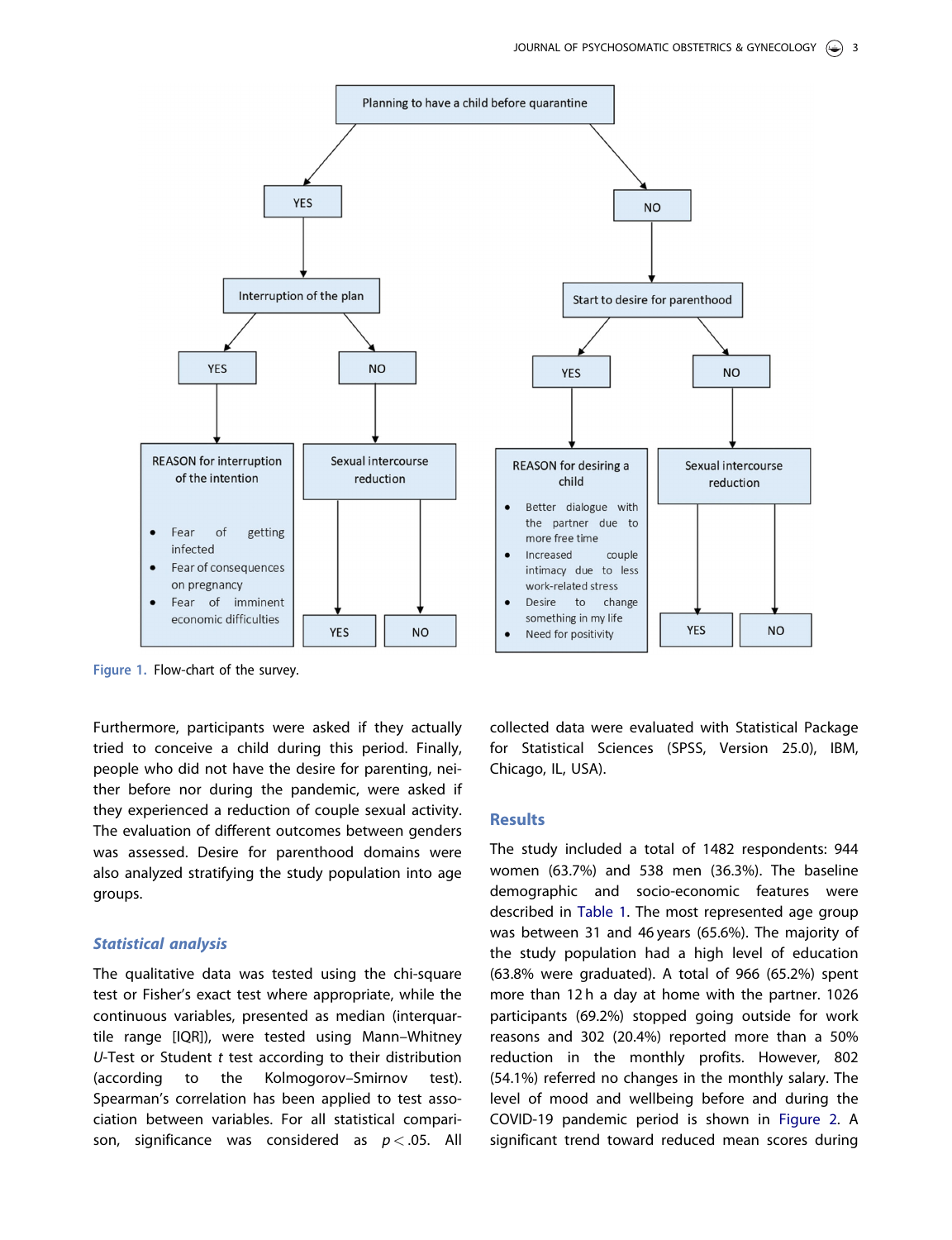Figure 1. Flow-chart of the survey.

Furthermore, participants were asked if they actually tried to conceive a child during this period. Finally, people who did not have the desire for parenting, neither before nor during the pandemic, were asked if they experienced a reduction of couple sexual activity. The evaluation of different outcomes between genders was assessed. Desire for parenthood domains were also analyzed stratifying the study population into age groups.

### Statistical analysis

The qualitative data was tested using the chi-square test or Fisher's exact test where appropriate, while the continuous variables, presented as median (interquartile range [IQR]), were tested using Mann–Whitney *U*-Test or Student *t* test according to their distribution (according to the Kolmogorov–Smirnov test). Spearman's correlation has been applied to test association between variables. For all statistical comparison, significance was considered as $p < .05$. All collected data were evaluated with Statistical Package for Statistical Sciences (SPSS, Version 25.0), IBM, Chicago, IL, USA).

## Results

The study included a total of 1482 respondents: 944 women (63.7%) and 538 men (36.3%). The baseline demographic and socio-economic features were described in Table 1. The most represented age group was between 31 and 46 years (65.6%). The majority of the study population had a high level of education (63.8% were graduated). A total of 966 (65.2%) spent more than 12 h a day at home with the partner. 1026 participants (69.2%) stopped going outside for work reasons and 302 (20.4%) reported more than a 50% reduction in the monthly profits. However, 802 (54.1%) referred no changes in the monthly salary. The level of mood and wellbeing before and during the COVID-19 pandemic period is shown in Figure 2. A significant trend toward reduced mean scores during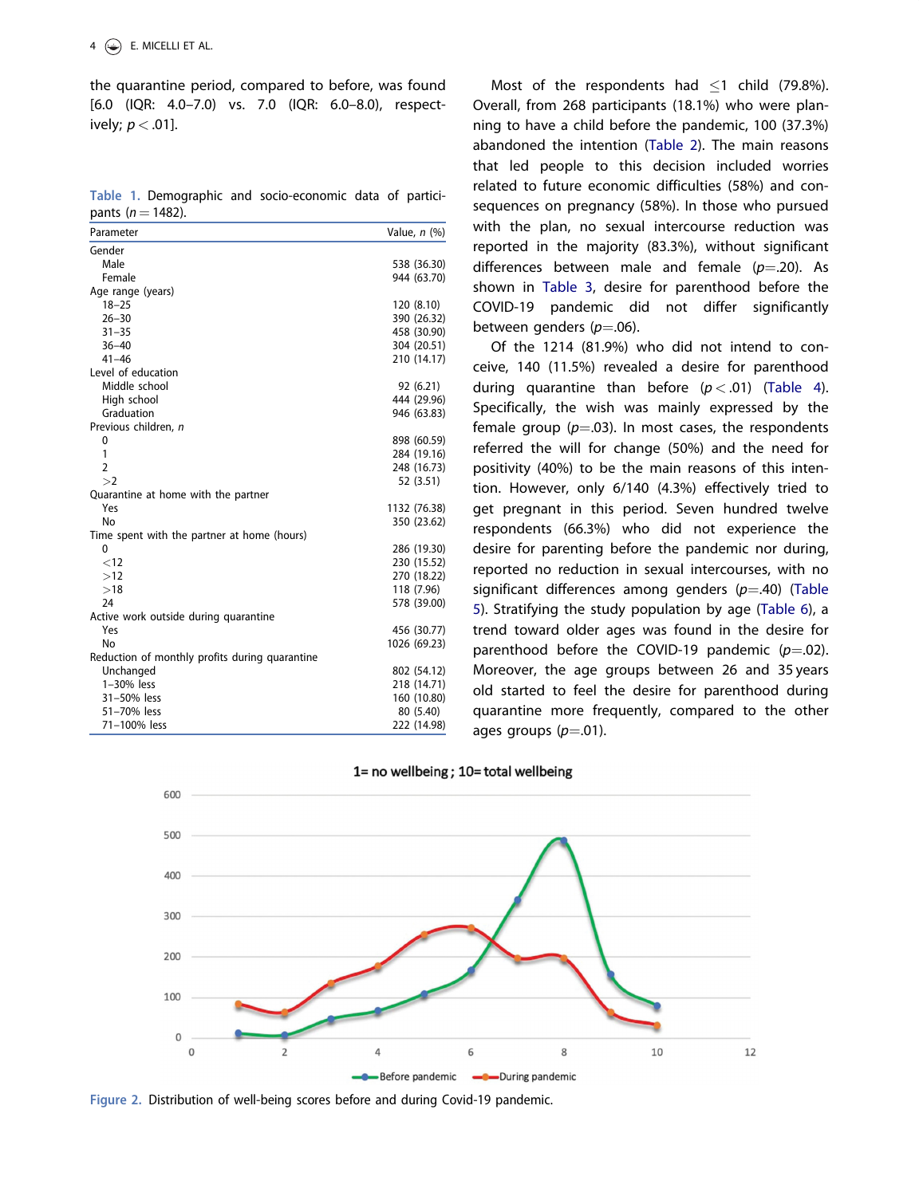the quarantine period, compared to before, was found [6.0 (IQR: 4.0–7.0) vs. 7.0 (IQR: 6.0–8.0), respectively; $p < .01$].

Table 1. Demographic and socio-economic data of participants ($n = 1482$).

| Parameter | Value, *n* (%) |
|---|---|
| Gender | |
| Male | 538 (36.30) |
| Female | 944 (63.70) |
| Age range (years) | |
| 18–25 | 120 (8.10) |
| 26–30 | 390 (26.32) |
| 31–35 | 458 (30.90) |
| 36–40 | 304 (20.51) |
| 41–46 | 210 (14.17) |
| Level of education | |
| Middle school | 92 (6.21) |
| High school | 444 (29.96) |
| Graduation | 946 (63.83) |
| Previous children, *n* | |
| 0 | 898 (60.59) |
| 1 | 284 (19.16) |
| 2 | 248 (16.73) |
| >2 | 52 (3.51) |
| Quarantine at home with the partner | |
| Yes | 1132 (76.38) |
| No | 350 (23.62) |
| Time spent with the partner at home (hours) | |
| 0 | 286 (19.30) |
| <12 | 230 (15.52) |
| >12 | 270 (18.22) |
| >18 | 118 (7.96) |
| 24 | 578 (39.00) |
| Active work outside during quarantine | |
| Yes | 456 (30.77) |
| No | 1026 (69.23) |
| Reduction of monthly profits during quarantine | |
| Unchanged | 802 (54.12) |
| 1–30% less | 218 (14.71) |
| 31–50% less | 160 (10.80) |
| 51–70% less | 80 (5.40) |
| 71–100% less | 222 (14.98) |

Most of the respondents had ≤1 child (79.8%). Overall, from 268 participants (18.1%) who were planning to have a child before the pandemic, 100 (37.3%) abandoned the intention (Table 2). The main reasons that led people to this decision included worries related to future economic difficulties (58%) and consequences on pregnancy (58%). In those who pursued with the plan, no sexual intercourse reduction was reported in the majority (83.3%), without significant differences between male and female ($p = .20$). As shown in Table 3, desire for parenthood before the COVID-19 pandemic did not differ significantly between genders ($p = .06$).

Of the 1214 (81.9%) who did not intend to conceive, 140 (11.5%) revealed a desire for parenthood during quarantine than before ($p < .01$) (Table 4). Specifically, the wish was mainly expressed by the female group ($p = .03$). In most cases, the respondents referred the will for change (50%) and the need for positivity (40%) to be the main reasons of this intention. However, only 6/140 (4.3%) effectively tried to get pregnant in this period. Seven hundred twelve respondents (66.3%) who did not experience the desire for parenting before the pandemic nor during, reported no reduction in sexual intercourses, with no significant differences among genders ($p = .40$) (Table 5). Stratifying the study population by age (Table 6), a trend toward older ages was found in the desire for parenthood before the COVID-19 pandemic ($p = .02$). Moreover, the age groups between 26 and 35 years old started to feel the desire for parenthood during quarantine more frequently, compared to the other ages groups ($p = .01$).

Figure 2. Distribution of well-being scores before and during Covid-19 pandemic.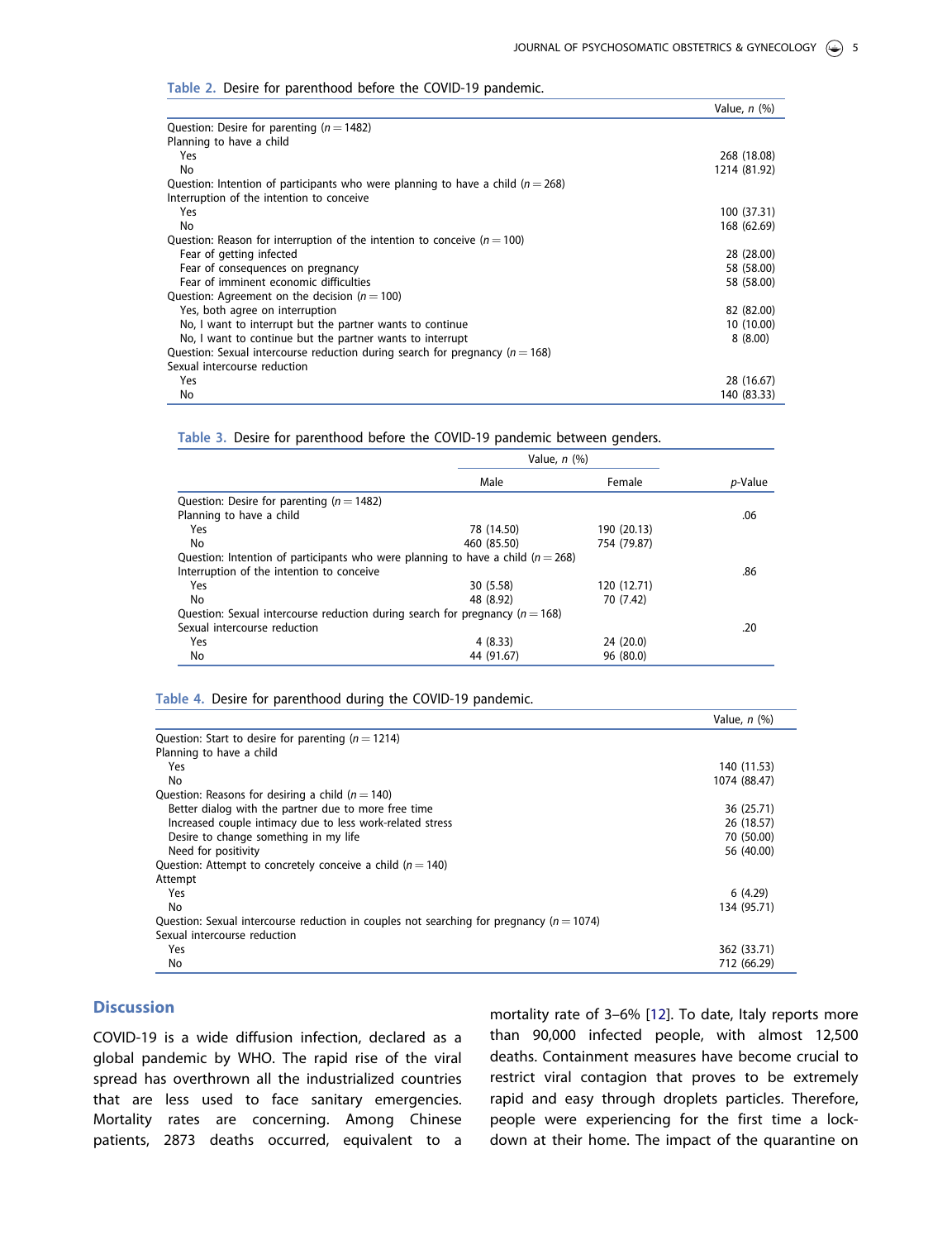Table 2. Desire for parenthood before the COVID-19 pandemic.

| | Value, *n* (%) |
|---|---|
| Question: Desire for parenting (*n* = 1482) | |
| Planning to have a child | |
| Yes | 268 (18.08) |
| No | 1214 (81.92) |
| Question: Intention of participants who were planning to have a child (*n* = 268) | |
| Interruption of the intention to conceive | |
| Yes | 100 (37.31) |
| No | 168 (62.69) |
| Question: Reason for interruption of the intention to conceive (*n* = 100) | |
| Fear of getting infected | 28 (28.00) |
| Fear of consequences on pregnancy | 58 (58.00) |
| Fear of imminent economic difficulties | 58 (58.00) |
| Question: Agreement on the decision (*n* = 100) | |
| Yes, both agree on interruption | 82 (82.00) |
| No, I want to interrupt but the partner wants to continue | 10 (10.00) |
| No, I want to continue but the partner wants to interrupt | 8 (8.00) |
| Question: Sexual intercourse reduction during search for pregnancy (*n* = 168) | |
| Sexual intercourse reduction | |
| Yes | 28 (16.67) |
| No | 140 (83.33) |

Table 3. Desire for parenthood before the COVID-19 pandemic between genders.

| | Value, *n* (%) | | |
|---|---|---|---|
| | Male | Female | *p*-Value |
| Question: Desire for parenting (*n* = 1482) | | | |
| Planning to have a child | | | .06 |
| Yes | 78 (14.50) | 190 (20.13) | |
| No | 460 (85.50) | 754 (79.87) | |
| Question: Intention of participants who were planning to have a child (*n* = 268) | | | |
| Interruption of the intention to conceive | | | .86 |
| Yes | 30 (5.58) | 120 (12.71) | |
| No | 48 (8.92) | 70 (7.42) | |
| Question: Sexual intercourse reduction during search for pregnancy (*n* = 168) | | | |
| Sexual intercourse reduction | | | .20 |
| Yes | 4 (8.33) | 24 (20.0) | |
| No | 44 (91.67) | 96 (80.0) | |

Table 4. Desire for parenthood during the COVID-19 pandemic.

| | Value, *n* (%) |
|---|---|
| Question: Start to desire for parenting (*n* = 1214) | |
| Planning to have a child | |
| Yes | 140 (11.53) |
| No | 1074 (88.47) |
| Question: Reasons for desiring a child (*n* = 140) | |
| Better dialog with the partner due to more free time | 36 (25.71) |
| Increased couple intimacy due to less work-related stress | 26 (18.57) |
| Desire to change something in my life | 70 (50.00) |
| Need for positivity | 56 (40.00) |
| Question: Attempt to concretely conceive a child (*n* = 140) | |
| Attempt | |
| Yes | 6 (4.29) |
| No | 134 (95.71) |
| Question: Sexual intercourse reduction in couples not searching for pregnancy (*n* = 1074) | |
| Sexual intercourse reduction | |
| Yes | 362 (33.71) |
| No | 712 (66.29) |

## Discussion

COVID-19 is a wide diffusion infection, declared as a global pandemic by WHO. The rapid rise of the viral spread has overthrown all the industrialized countries that are less used to face sanitary emergencies. Mortality rates are concerning. Among Chinese patients, 2873 deaths occurred, equivalent to a mortality rate of 3–6% [12]. To date, Italy reports more than 90,000 infected people, with almost 12,500 deaths. Containment measures have become crucial to restrict viral contagion that proves to be extremely rapid and easy through droplets particles. Therefore, people were experiencing for the first time a lock-down at their home. The impact of the quarantine on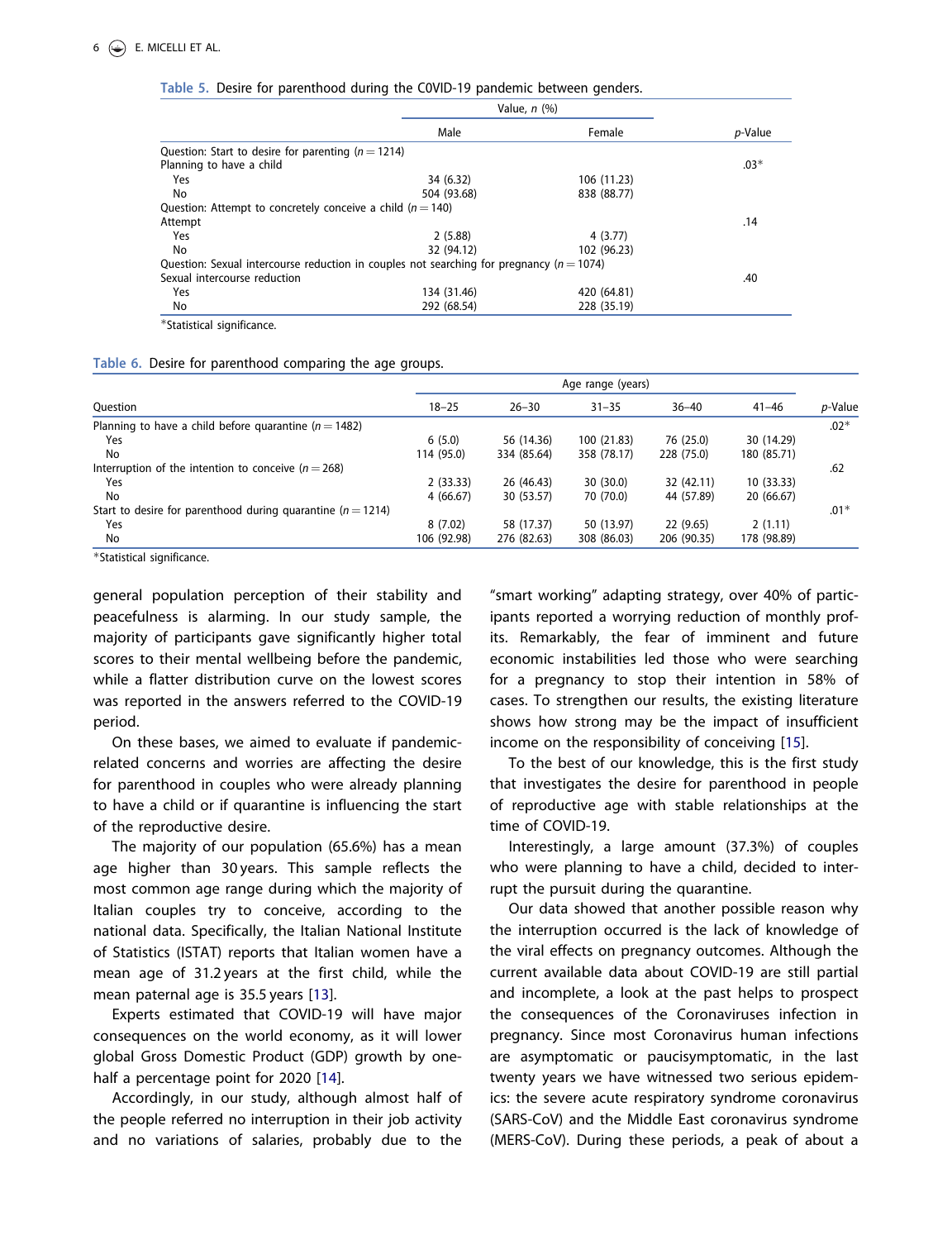**Table 5.** Desire for parenthood during the C0VID-19 pandemic between genders.

| | Value, *n* (%) | | |
|---|---|---|---|
| | Male | Female | *p*-Value |
| Question: Start to desire for parenting (*n* = 1214) | | | |
| Planning to have a child | | | .03* |
| Yes | 34 (6.32) | 106 (11.23) | |
| No | 504 (93.68) | 838 (88.77) | |
| Question: Attempt to concretely conceive a child (*n* = 140) | | | |
| Attempt | | | .14 |
| Yes | 2 (5.88) | 4 (3.77) | |
| No | 32 (94.12) | 102 (96.23) | |
| Question: Sexual intercourse reduction in couples not searching for pregnancy (*n* = 1074) | | | |
| Sexual intercourse reduction | | | .40 |
| Yes | 134 (31.46) | 420 (64.81) | |
| No | 292 (68.54) | 228 (35.19) | |

*Statistical significance.

**Table 6.** Desire for parenthood comparing the age groups.

| | Age range (years) | | | | | |
|---|---|---|---|---|---|---|
| Question | 18–25 | 26–30 | 31–35 | 36–40 | 41–46 | *p*-Value |
| Planning to have a child before quarantine (*n* = 1482) | | | | | | .02* |
| Yes | 6 (5.0) | 56 (14.36) | 100 (21.83) | 76 (25.0) | 30 (14.29) | |
| No | 114 (95.0) | 334 (85.64) | 358 (78.17) | 228 (75.0) | 180 (85.71) | |
| Interruption of the intention to conceive (*n* = 268) | | | | | | .62 |
| Yes | 2 (33.33) | 26 (46.43) | 30 (30.0) | 32 (42.11) | 10 (33.33) | |
| No | 4 (66.67) | 30 (53.57) | 70 (70.0) | 44 (57.89) | 20 (66.67) | |
| Start to desire for parenthood during quarantine (*n* = 1214) | | | | | | .01* |
| Yes | 8 (7.02) | 58 (17.37) | 50 (13.97) | 22 (9.65) | 2 (1.11) | |
| No | 106 (92.98) | 276 (82.63) | 308 (86.03) | 206 (90.35) | 178 (98.89) | |

*Statistical significance.

general population perception of their stability and peacefulness is alarming. In our study sample, the majority of participants gave significantly higher total scores to their mental wellbeing before the pandemic, while a flatter distribution curve on the lowest scores was reported in the answers referred to the COVID-19 period.

On these bases, we aimed to evaluate if pandemic-related concerns and worries are affecting the desire for parenthood in couples who were already planning to have a child or if quarantine is influencing the start of the reproductive desire.

The majority of our population (65.6%) has a mean age higher than 30 years. This sample reflects the most common age range during which the majority of Italian couples try to conceive, according to the national data. Specifically, the Italian National Institute of Statistics (ISTAT) reports that Italian women have a mean age of 31.2 years at the first child, while the mean paternal age is 35.5 years [13].

Experts estimated that COVID-19 will have major consequences on the world economy, as it will lower global Gross Domestic Product (GDP) growth by one-half a percentage point for 2020 [14].

Accordingly, in our study, although almost half of the people referred no interruption in their job activity and no variations of salaries, probably due to the "smart working" adapting strategy, over 40% of participants reported a worrying reduction of monthly profits. Remarkably, the fear of imminent and future economic instabilities led those who were searching for a pregnancy to stop their intention in 58% of cases. To strengthen our results, the existing literature shows how strong may be the impact of insufficient income on the responsibility of conceiving [15].

To the best of our knowledge, this is the first study that investigates the desire for parenthood in people of reproductive age with stable relationships at the time of COVID-19.

Interestingly, a large amount (37.3%) of couples who were planning to have a child, decided to interrupt the pursuit during the quarantine.

Our data showed that another possible reason why the interruption occurred is the lack of knowledge of the viral effects on pregnancy outcomes. Although the current available data about COVID-19 are still partial and incomplete, a look at the past helps to prospect the consequences of the Coronaviruses infection in pregnancy. Since most Coronavirus human infections are asymptomatic or paucisymptomatic, in the last twenty years we have witnessed two serious epidemics: the severe acute respiratory syndrome coronavirus (SARS-CoV) and the Middle East coronavirus syndrome (MERS-CoV). During these periods, a peak of about a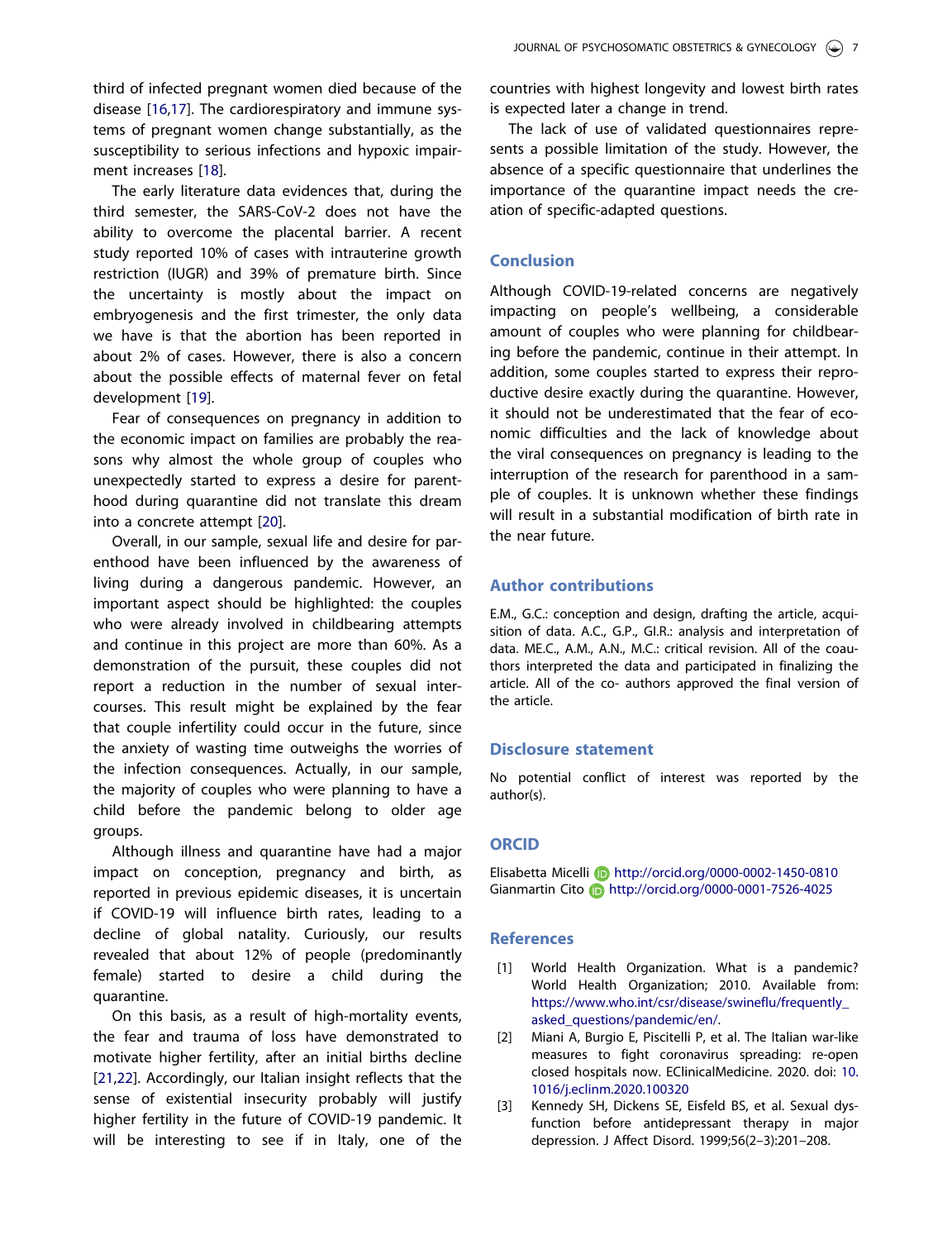third of infected pregnant women died because of the disease [16,17]. The cardiorespiratory and immune systems of pregnant women change substantially, as the susceptibility to serious infections and hypoxic impairment increases [18].

The early literature data evidences that, during the third semester, the SARS-CoV-2 does not have the ability to overcome the placental barrier. A recent study reported 10% of cases with intrauterine growth restriction (IUGR) and 39% of premature birth. Since the uncertainty is mostly about the impact on embryogenesis and the first trimester, the only data we have is that the abortion has been reported in about 2% of cases. However, there is also a concern about the possible effects of maternal fever on fetal development [19].

Fear of consequences on pregnancy in addition to the economic impact on families are probably the reasons why almost the whole group of couples who unexpectedly started to express a desire for parenthood during quarantine did not translate this dream into a concrete attempt [20].

Overall, in our sample, sexual life and desire for parenthood have been influenced by the awareness of living during a dangerous pandemic. However, an important aspect should be highlighted: the couples who were already involved in childbearing attempts and continue in this project are more than 60%. As a demonstration of the pursuit, these couples did not report a reduction in the number of sexual intercourses. This result might be explained by the fear that couple infertility could occur in the future, since the anxiety of wasting time outweighs the worries of the infection consequences. Actually, in our sample, the majority of couples who were planning to have a child before the pandemic belong to older age groups.

Although illness and quarantine have had a major impact on conception, pregnancy and birth, as reported in previous epidemic diseases, it is uncertain if COVID-19 will influence birth rates, leading to a decline of global natality. Curiously, our results revealed that about 12% of people (predominantly female) started to desire a child during the quarantine.

On this basis, as a result of high-mortality events, the fear and trauma of loss have demonstrated to motivate higher fertility, after an initial births decline [21,22]. Accordingly, our Italian insight reflects that the sense of existential insecurity probably will justify higher fertility in the future of COVID-19 pandemic. It will be interesting to see if in Italy, one of the countries with highest longevity and lowest birth rates is expected later a change in trend.

The lack of use of validated questionnaires represents a possible limitation of the study. However, the absence of a specific questionnaire that underlines the importance of the quarantine impact needs the creation of specific-adapted questions.

## Conclusion

Although COVID-19-related concerns are negatively impacting on people's wellbeing, a considerable amount of couples who were planning for childbearing before the pandemic, continue in their attempt. In addition, some couples started to express their reproductive desire exactly during the quarantine. However, it should not be underestimated that the fear of economic difficulties and the lack of knowledge about the viral consequences on pregnancy is leading to the interruption of the research for parenthood in a sample of couples. It is unknown whether these findings will result in a substantial modification of birth rate in the near future.

## Author contributions

E.M., G.C.: conception and design, drafting the article, acquisition of data. A.C., G.P., GI.R.: analysis and interpretation of data. ME.C., A.M., A.N., M.C.: critical revision. All of the coauthors interpreted the data and participated in finalizing the article. All of the co- authors approved the final version of the article.

## Disclosure statement

No potential conflict of interest was reported by the author(s).

## ORCID

Elisabetta Micelli http://orcid.org/0000-0002-1450-0810
Gianmartin Cito http://orcid.org/0000-0001-7526-4025

## References

[1] World Health Organization. What is a pandemic? World Health Organization; 2010. Available from: https://www.who.int/csr/disease/swineflu/frequently_asked_questions/pandemic/en/.

[2] Miani A, Burgio E, Piscitelli P, et al. The Italian war-like measures to fight coronavirus spreading: re-open closed hospitals now. EClinicalMedicine. 2020. doi: 10.1016/j.eclinm.2020.100320

[3] Kennedy SH, Dickens SE, Eisfeld BS, et al. Sexual dysfunction before antidepressant therapy in major depression. J Affect Disord. 1999;56(2–3):201–208.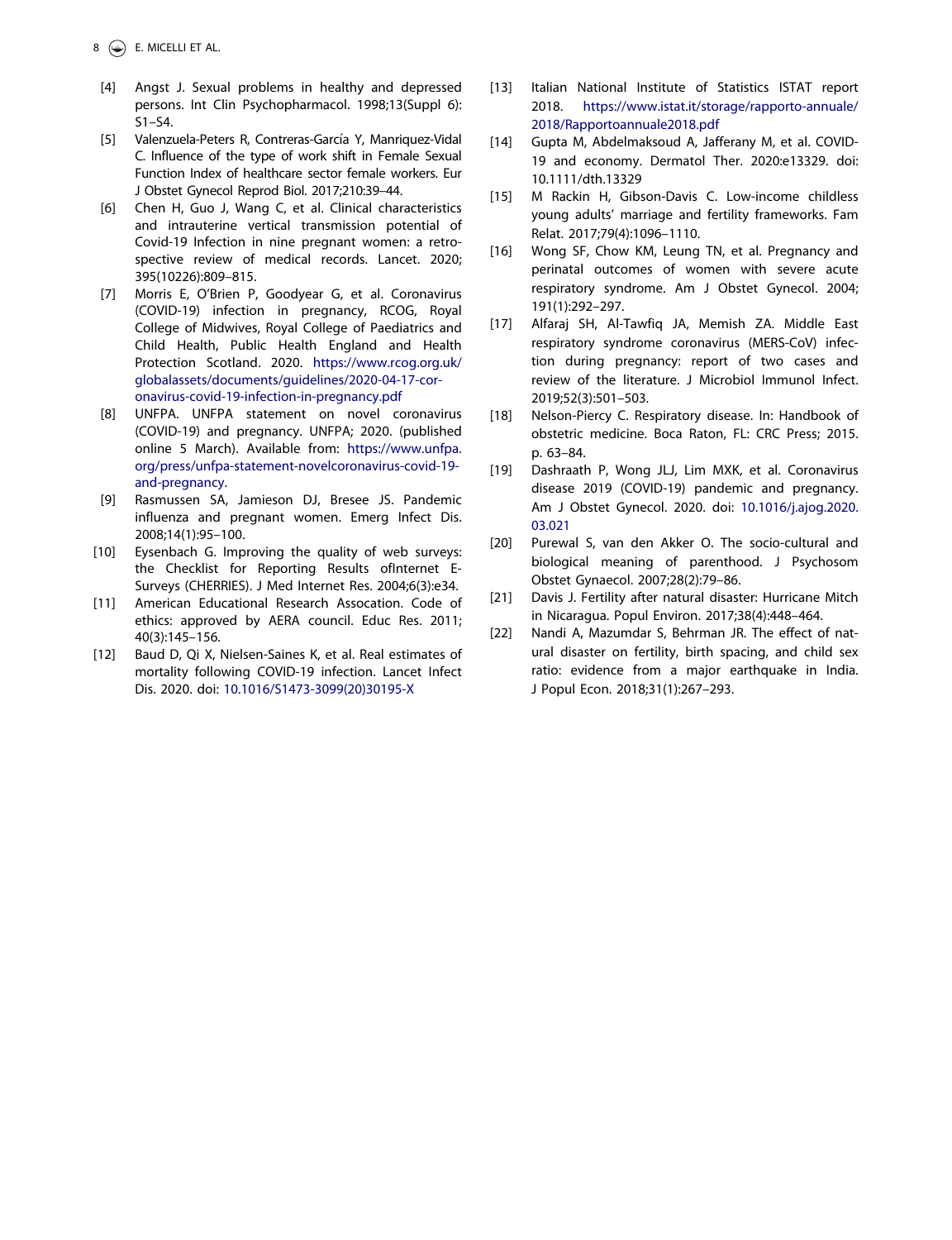[4] Angst J. Sexual problems in healthy and depressed persons. Int Clin Psychopharmacol. 1998;13(Suppl 6):S1–S4.

[5] Valenzuela-Peters R, Contreras-García Y, Manriquez-Vidal C. Influence of the type of work shift in Female Sexual Function Index of healthcare sector female workers. Eur J Obstet Gynecol Reprod Biol. 2017;210:39–44.

[6] Chen H, Guo J, Wang C, et al. Clinical characteristics and intrauterine vertical transmission potential of Covid-19 Infection in nine pregnant women: a retrospective review of medical records. Lancet. 2020;395(10226):809–815.

[7] Morris E, O'Brien P, Goodyear G, et al. Coronavirus (COVID-19) infection in pregnancy, RCOG, Royal College of Midwives, Royal College of Paediatrics and Child Health, Public Health England and Health Protection Scotland. 2020. https://www.rcog.org.uk/globalassets/documents/guidelines/2020-04-17-coronavirus-covid-19-infection-in-pregnancy.pdf

[8] UNFPA. UNFPA statement on novel coronavirus (COVID-19) and pregnancy. UNFPA; 2020. (published online 5 March). Available from: https://www.unfpa.org/press/unfpa-statement-novelcoronavirus-covid-19-and-pregnancy.

[9] Rasmussen SA, Jamieson DJ, Bresee JS. Pandemic influenza and pregnant women. Emerg Infect Dis. 2008;14(1):95–100.

[10] Eysenbach G. Improving the quality of web surveys: the Checklist for Reporting Results ofInternet E-Surveys (CHERRIES). J Med Internet Res. 2004;6(3):e34.

[11] American Educational Research Assocation. Code of ethics: approved by AERA council. Educ Res. 2011;40(3):145–156.

[12] Baud D, Qi X, Nielsen-Saines K, et al. Real estimates of mortality following COVID-19 infection. Lancet Infect Dis. 2020. doi: 10.1016/S1473-3099(20)30195-X

[13] Italian National Institute of Statistics ISTAT report 2018. https://www.istat.it/storage/rapporto-annuale/2018/Rapportoannuale2018.pdf

[14] Gupta M, Abdelmaksoud A, Jafferany M, et al. COVID-19 and economy. Dermatol Ther. 2020:e13329. doi: 10.1111/dth.13329

[15] M Rackin H, Gibson-Davis C. Low-income childless young adults' marriage and fertility frameworks. Fam Relat. 2017;79(4):1096–1110.

[16] Wong SF, Chow KM, Leung TN, et al. Pregnancy and perinatal outcomes of women with severe acute respiratory syndrome. Am J Obstet Gynecol. 2004;191(1):292–297.

[17] Alfaraj SH, Al-Tawfiq JA, Memish ZA. Middle East respiratory syndrome coronavirus (MERS-CoV) infection during pregnancy: report of two cases and review of the literature. J Microbiol Immunol Infect. 2019;52(3):501–503.

[18] Nelson-Piercy C. Respiratory disease. In: Handbook of obstetric medicine. Boca Raton, FL: CRC Press; 2015. p. 63–84.

[19] Dashraath P, Wong JLJ, Lim MXK, et al. Coronavirus disease 2019 (COVID-19) pandemic and pregnancy. Am J Obstet Gynecol. 2020. doi: 10.1016/j.ajog.2020.03.021

[20] Purewal S, van den Akker O. The socio-cultural and biological meaning of parenthood. J Psychosom Obstet Gynaecol. 2007;28(2):79–86.

[21] Davis J. Fertility after natural disaster: Hurricane Mitch in Nicaragua. Popul Environ. 2017;38(4):448–464.

[22] Nandi A, Mazumdar S, Behrman JR. The effect of natural disaster on fertility, birth spacing, and child sex ratio: evidence from a major earthquake in India. J Popul Econ. 2018;31(1):267–293.